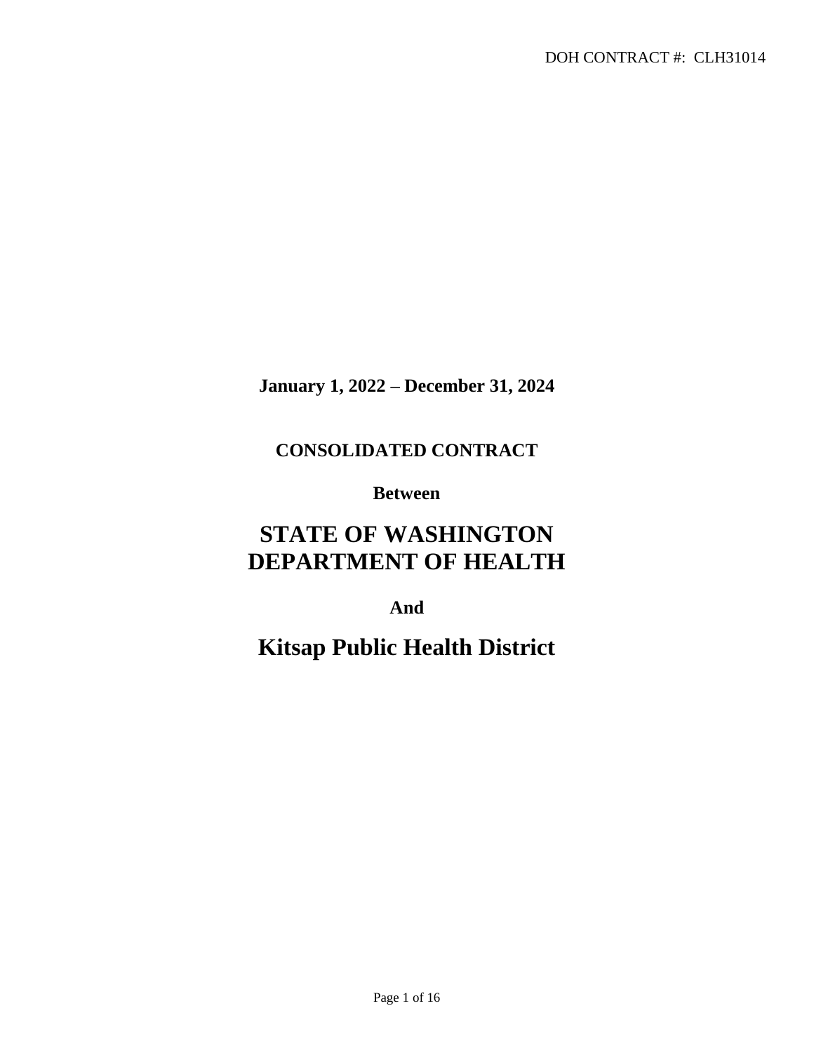DOH CONTRACT #: CLH31014

**January 1, 2022 – December 31, 2024**

**CONSOLIDATED CONTRACT**

**Between**

# STATE OF WASHINGTON DEPARTMENT OF HEALTH

**And**

# Kitsap Public Health District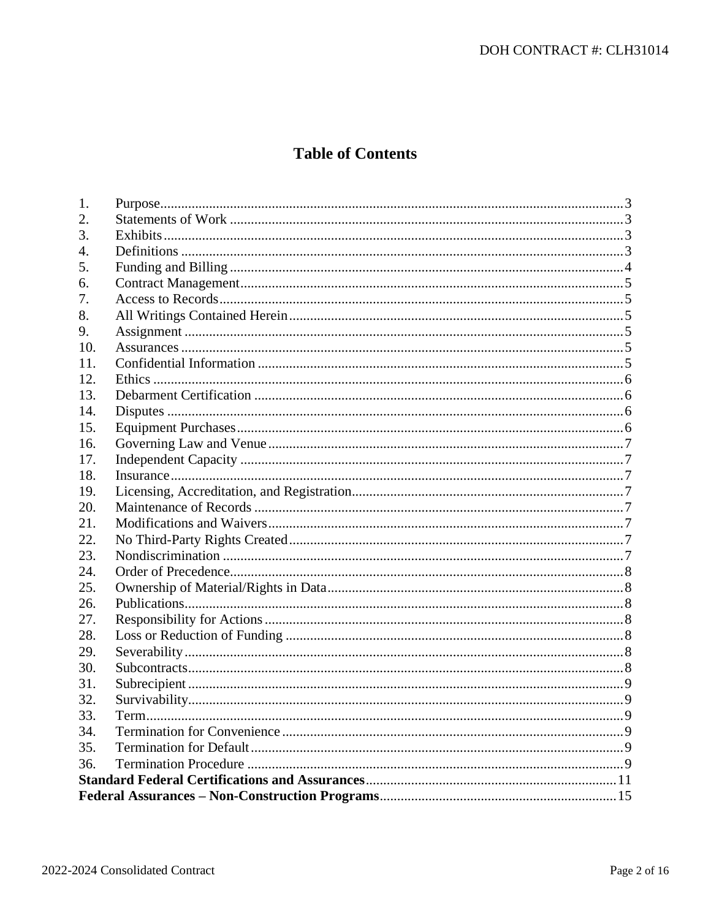## Table of Contents

1. Purpose .......... 3
2. Statements of Work .......... 3
3. Exhibits .......... 3
4. Definitions .......... 3
5. Funding and Billing .......... 4
6. Contract Management .......... 5
7. Access to Records .......... 5
8. All Writings Contained Herein .......... 5
9. Assignment .......... 5
10. Assurances .......... 5
11. Confidential Information .......... 5
12. Ethics .......... 6
13. Debarment Certification .......... 6
14. Disputes .......... 6
15. Equipment Purchases .......... 6
16. Governing Law and Venue .......... 7
17. Independent Capacity .......... 7
18. Insurance .......... 7
19. Licensing, Accreditation, and Registration .......... 7
20. Maintenance of Records .......... 7
21. Modifications and Waivers .......... 7
22. No Third-Party Rights Created .......... 7
23. Nondiscrimination .......... 7
24. Order of Precedence .......... 8
25. Ownership of Material/Rights in Data .......... 8
26. Publications .......... 8
27. Responsibility for Actions .......... 8
28. Loss or Reduction of Funding .......... 8
29. Severability .......... 8
30. Subcontracts .......... 8
31. Subrecipient .......... 9
32. Survivability .......... 9
33. Term .......... 9
34. Termination for Convenience .......... 9
35. Termination for Default .......... 9
36. Termination Procedure .......... 9

**Standard Federal Certifications and Assurances** .......... 11

**Federal Assurances – Non-Construction Programs** .......... 15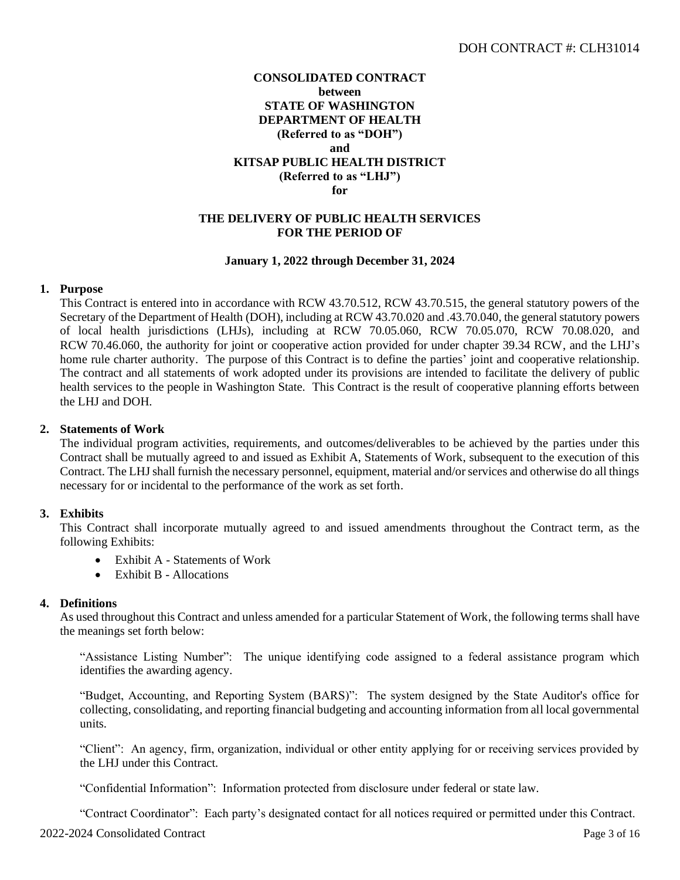DOH CONTRACT #: CLH31014

**CONSOLIDATED CONTRACT**
**between**
**STATE OF WASHINGTON**
**DEPARTMENT OF HEALTH**
**(Referred to as "DOH")**
**and**
**KITSAP PUBLIC HEALTH DISTRICT**
**(Referred to as "LHJ")**
**for**

**THE DELIVERY OF PUBLIC HEALTH SERVICES**
**FOR THE PERIOD OF**

**January 1, 2022 through December 31, 2024**

## 1. Purpose

This Contract is entered into in accordance with RCW 43.70.512, RCW 43.70.515, the general statutory powers of the Secretary of the Department of Health (DOH), including at RCW 43.70.020 and .43.70.040, the general statutory powers of local health jurisdictions (LHJs), including at RCW 70.05.060, RCW 70.05.070, RCW 70.08.020, and RCW 70.46.060, the authority for joint or cooperative action provided for under chapter 39.34 RCW, and the LHJ's home rule charter authority. The purpose of this Contract is to define the parties' joint and cooperative relationship. The contract and all statements of work adopted under its provisions are intended to facilitate the delivery of public health services to the people in Washington State. This Contract is the result of cooperative planning efforts between the LHJ and DOH.

## 2. Statements of Work

The individual program activities, requirements, and outcomes/deliverables to be achieved by the parties under this Contract shall be mutually agreed to and issued as Exhibit A, Statements of Work, subsequent to the execution of this Contract. The LHJ shall furnish the necessary personnel, equipment, material and/or services and otherwise do all things necessary for or incidental to the performance of the work as set forth.

## 3. Exhibits

This Contract shall incorporate mutually agreed to and issued amendments throughout the Contract term, as the following Exhibits:

- Exhibit A - Statements of Work
- Exhibit B - Allocations

## 4. Definitions

As used throughout this Contract and unless amended for a particular Statement of Work, the following terms shall have the meanings set forth below:

"Assistance Listing Number": The unique identifying code assigned to a federal assistance program which identifies the awarding agency.

"Budget, Accounting, and Reporting System (BARS)": The system designed by the State Auditor's office for collecting, consolidating, and reporting financial budgeting and accounting information from all local governmental units.

"Client": An agency, firm, organization, individual or other entity applying for or receiving services provided by the LHJ under this Contract.

"Confidential Information": Information protected from disclosure under federal or state law.

"Contract Coordinator": Each party's designated contact for all notices required or permitted under this Contract.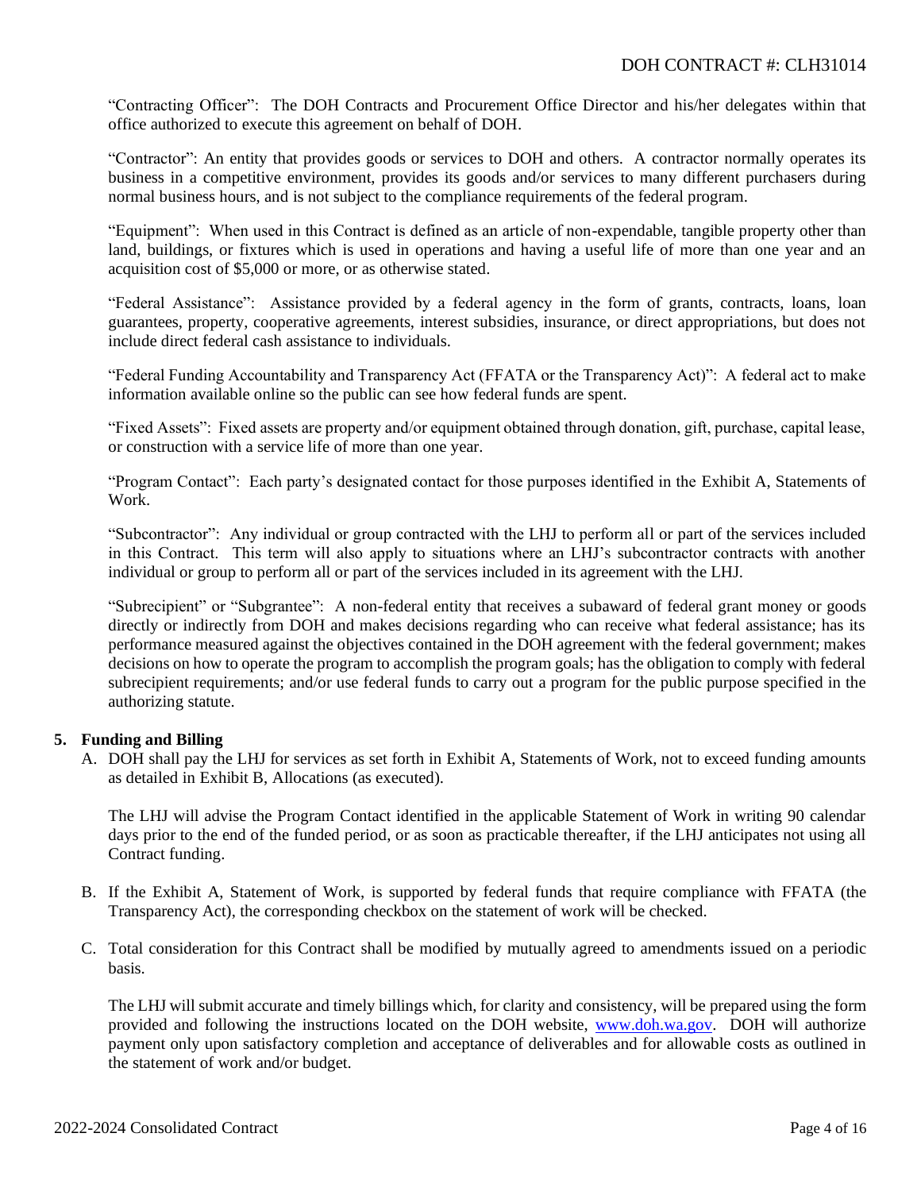"Contracting Officer": The DOH Contracts and Procurement Office Director and his/her delegates within that office authorized to execute this agreement on behalf of DOH.

"Contractor": An entity that provides goods or services to DOH and others. A contractor normally operates its business in a competitive environment, provides its goods and/or services to many different purchasers during normal business hours, and is not subject to the compliance requirements of the federal program.

"Equipment": When used in this Contract is defined as an article of non-expendable, tangible property other than land, buildings, or fixtures which is used in operations and having a useful life of more than one year and an acquisition cost of $5,000 or more, or as otherwise stated.

"Federal Assistance": Assistance provided by a federal agency in the form of grants, contracts, loans, loan guarantees, property, cooperative agreements, interest subsidies, insurance, or direct appropriations, but does not include direct federal cash assistance to individuals.

"Federal Funding Accountability and Transparency Act (FFATA or the Transparency Act)": A federal act to make information available online so the public can see how federal funds are spent.

"Fixed Assets": Fixed assets are property and/or equipment obtained through donation, gift, purchase, capital lease, or construction with a service life of more than one year.

"Program Contact": Each party's designated contact for those purposes identified in the Exhibit A, Statements of Work.

"Subcontractor": Any individual or group contracted with the LHJ to perform all or part of the services included in this Contract. This term will also apply to situations where an LHJ's subcontractor contracts with another individual or group to perform all or part of the services included in its agreement with the LHJ.

"Subrecipient" or "Subgrantee": A non-federal entity that receives a subaward of federal grant money or goods directly or indirectly from DOH and makes decisions regarding who can receive what federal assistance; has its performance measured against the objectives contained in the DOH agreement with the federal government; makes decisions on how to operate the program to accomplish the program goals; has the obligation to comply with federal subrecipient requirements; and/or use federal funds to carry out a program for the public purpose specified in the authorizing statute.

**5. Funding and Billing**

A. DOH shall pay the LHJ for services as set forth in Exhibit A, Statements of Work, not to exceed funding amounts as detailed in Exhibit B, Allocations (as executed).

   The LHJ will advise the Program Contact identified in the applicable Statement of Work in writing 90 calendar days prior to the end of the funded period, or as soon as practicable thereafter, if the LHJ anticipates not using all Contract funding.

B. If the Exhibit A, Statement of Work, is supported by federal funds that require compliance with FFATA (the Transparency Act), the corresponding checkbox on the statement of work will be checked.

C. Total consideration for this Contract shall be modified by mutually agreed to amendments issued on a periodic basis.

   The LHJ will submit accurate and timely billings which, for clarity and consistency, will be prepared using the form provided and following the instructions located on the DOH website, [www.doh.wa.gov](http://www.doh.wa.gov). DOH will authorize payment only upon satisfactory completion and acceptance of deliverables and for allowable costs as outlined in the statement of work and/or budget.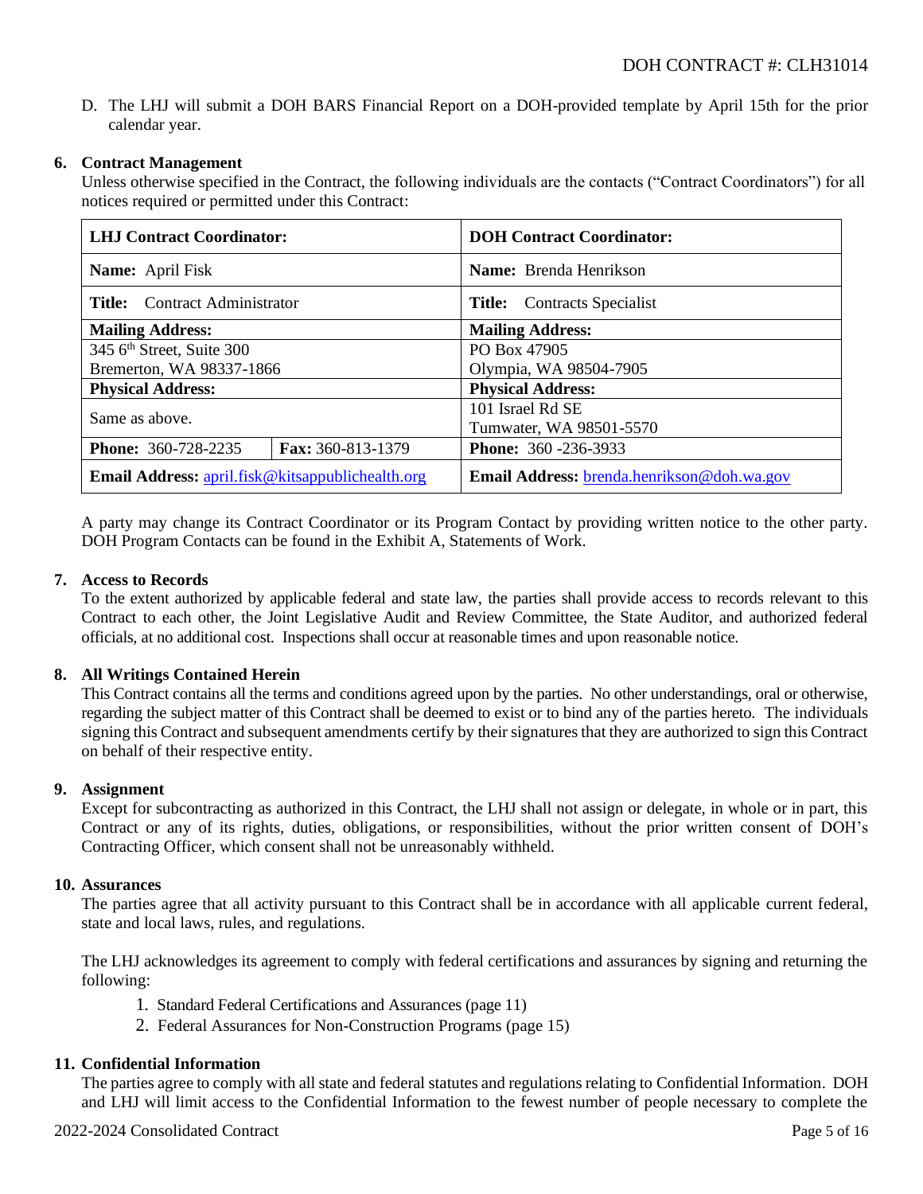D. The LHJ will submit a DOH BARS Financial Report on a DOH-provided template by April 15th for the prior calendar year.

**6. Contract Management**

Unless otherwise specified in the Contract, the following individuals are the contacts ("Contract Coordinators") for all notices required or permitted under this Contract:

| **LHJ Contract Coordinator:** | | **DOH Contract Coordinator:** |
|---|---|---|
| **Name:** April Fisk | | **Name:** Brenda Henrikson |
| **Title:** Contract Administrator | | **Title:** Contracts Specialist |
| **Mailing Address:** | | **Mailing Address:** |
| 345 6th Street, Suite 300<br>Bremerton, WA 98337-1866 | | PO Box 47905<br>Olympia, WA 98504-7905 |
| **Physical Address:** | | **Physical Address:** |
| Same as above. | | 101 Israel Rd SE<br>Tumwater, WA 98501-5570 |
| **Phone:** 360-728-2235 | **Fax:** 360-813-1379 | **Phone:** 360 -236-3933 |
| **Email Address:** april.fisk@kitsappublichealth.org | | **Email Address:** brenda.henrikson@doh.wa.gov |

A party may change its Contract Coordinator or its Program Contact by providing written notice to the other party. DOH Program Contacts can be found in the Exhibit A, Statements of Work.

**7. Access to Records**

To the extent authorized by applicable federal and state law, the parties shall provide access to records relevant to this Contract to each other, the Joint Legislative Audit and Review Committee, the State Auditor, and authorized federal officials, at no additional cost. Inspections shall occur at reasonable times and upon reasonable notice.

**8. All Writings Contained Herein**

This Contract contains all the terms and conditions agreed upon by the parties. No other understandings, oral or otherwise, regarding the subject matter of this Contract shall be deemed to exist or to bind any of the parties hereto. The individuals signing this Contract and subsequent amendments certify by their signatures that they are authorized to sign this Contract on behalf of their respective entity.

**9. Assignment**

Except for subcontracting as authorized in this Contract, the LHJ shall not assign or delegate, in whole or in part, this Contract or any of its rights, duties, obligations, or responsibilities, without the prior written consent of DOH's Contracting Officer, which consent shall not be unreasonably withheld.

**10. Assurances**

The parties agree that all activity pursuant to this Contract shall be in accordance with all applicable current federal, state and local laws, rules, and regulations.

The LHJ acknowledges its agreement to comply with federal certifications and assurances by signing and returning the following:

1. Standard Federal Certifications and Assurances (page 11)
2. Federal Assurances for Non-Construction Programs (page 15)

**11. Confidential Information**

The parties agree to comply with all state and federal statutes and regulations relating to Confidential Information. DOH and LHJ will limit access to the Confidential Information to the fewest number of people necessary to complete the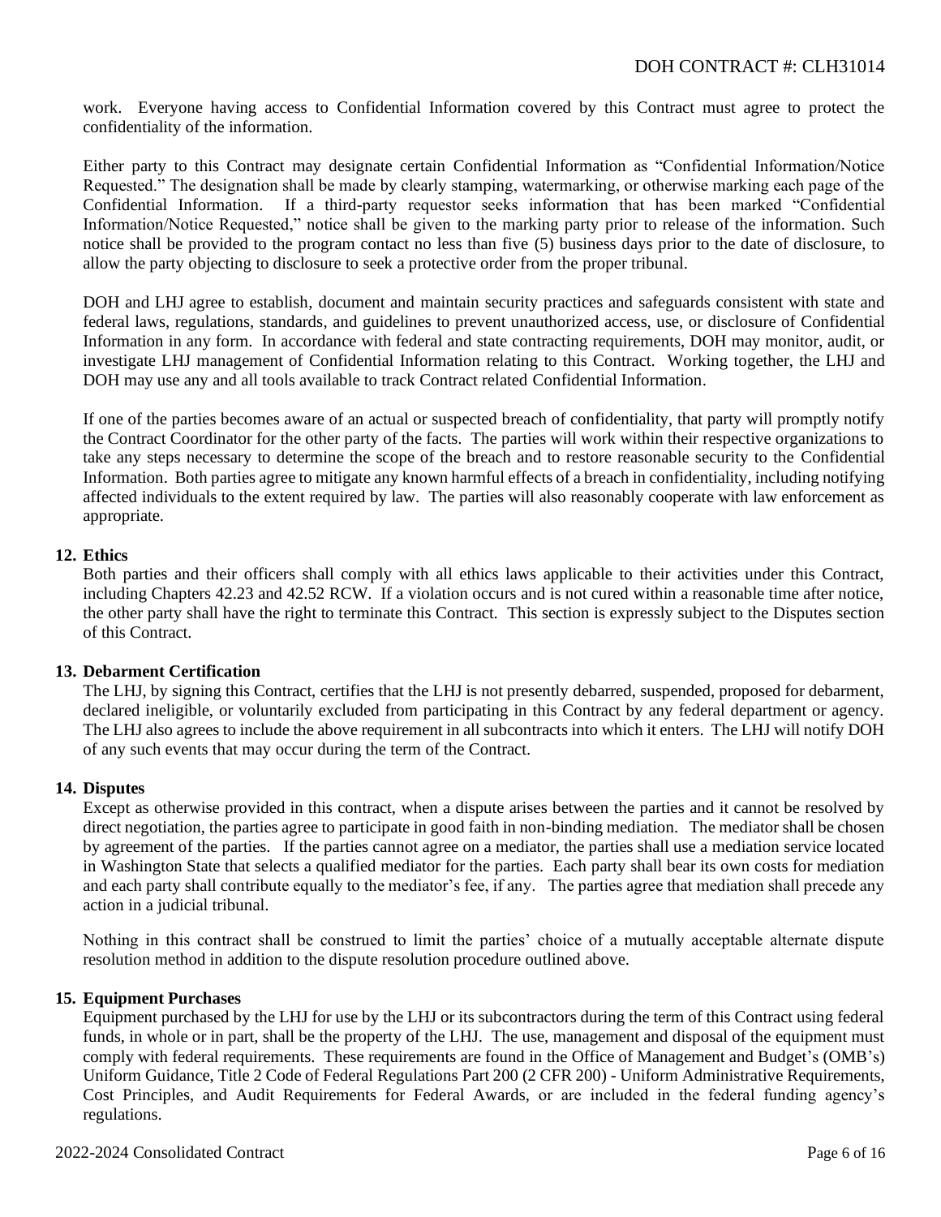work. Everyone having access to Confidential Information covered by this Contract must agree to protect the confidentiality of the information.

Either party to this Contract may designate certain Confidential Information as "Confidential Information/Notice Requested." The designation shall be made by clearly stamping, watermarking, or otherwise marking each page of the Confidential Information. If a third-party requestor seeks information that has been marked "Confidential Information/Notice Requested," notice shall be given to the marking party prior to release of the information. Such notice shall be provided to the program contact no less than five (5) business days prior to the date of disclosure, to allow the party objecting to disclosure to seek a protective order from the proper tribunal.

DOH and LHJ agree to establish, document and maintain security practices and safeguards consistent with state and federal laws, regulations, standards, and guidelines to prevent unauthorized access, use, or disclosure of Confidential Information in any form. In accordance with federal and state contracting requirements, DOH may monitor, audit, or investigate LHJ management of Confidential Information relating to this Contract. Working together, the LHJ and DOH may use any and all tools available to track Contract related Confidential Information.

If one of the parties becomes aware of an actual or suspected breach of confidentiality, that party will promptly notify the Contract Coordinator for the other party of the facts. The parties will work within their respective organizations to take any steps necessary to determine the scope of the breach and to restore reasonable security to the Confidential Information. Both parties agree to mitigate any known harmful effects of a breach in confidentiality, including notifying affected individuals to the extent required by law. The parties will also reasonably cooperate with law enforcement as appropriate.

**12. Ethics**

Both parties and their officers shall comply with all ethics laws applicable to their activities under this Contract, including Chapters 42.23 and 42.52 RCW. If a violation occurs and is not cured within a reasonable time after notice, the other party shall have the right to terminate this Contract. This section is expressly subject to the Disputes section of this Contract.

**13. Debarment Certification**

The LHJ, by signing this Contract, certifies that the LHJ is not presently debarred, suspended, proposed for debarment, declared ineligible, or voluntarily excluded from participating in this Contract by any federal department or agency. The LHJ also agrees to include the above requirement in all subcontracts into which it enters. The LHJ will notify DOH of any such events that may occur during the term of the Contract.

**14. Disputes**

Except as otherwise provided in this contract, when a dispute arises between the parties and it cannot be resolved by direct negotiation, the parties agree to participate in good faith in non-binding mediation. The mediator shall be chosen by agreement of the parties. If the parties cannot agree on a mediator, the parties shall use a mediation service located in Washington State that selects a qualified mediator for the parties. Each party shall bear its own costs for mediation and each party shall contribute equally to the mediator's fee, if any. The parties agree that mediation shall precede any action in a judicial tribunal.

Nothing in this contract shall be construed to limit the parties' choice of a mutually acceptable alternate dispute resolution method in addition to the dispute resolution procedure outlined above.

**15. Equipment Purchases**

Equipment purchased by the LHJ for use by the LHJ or its subcontractors during the term of this Contract using federal funds, in whole or in part, shall be the property of the LHJ. The use, management and disposal of the equipment must comply with federal requirements. These requirements are found in the Office of Management and Budget's (OMB's) Uniform Guidance, Title 2 Code of Federal Regulations Part 200 (2 CFR 200) - Uniform Administrative Requirements, Cost Principles, and Audit Requirements for Federal Awards, or are included in the federal funding agency's regulations.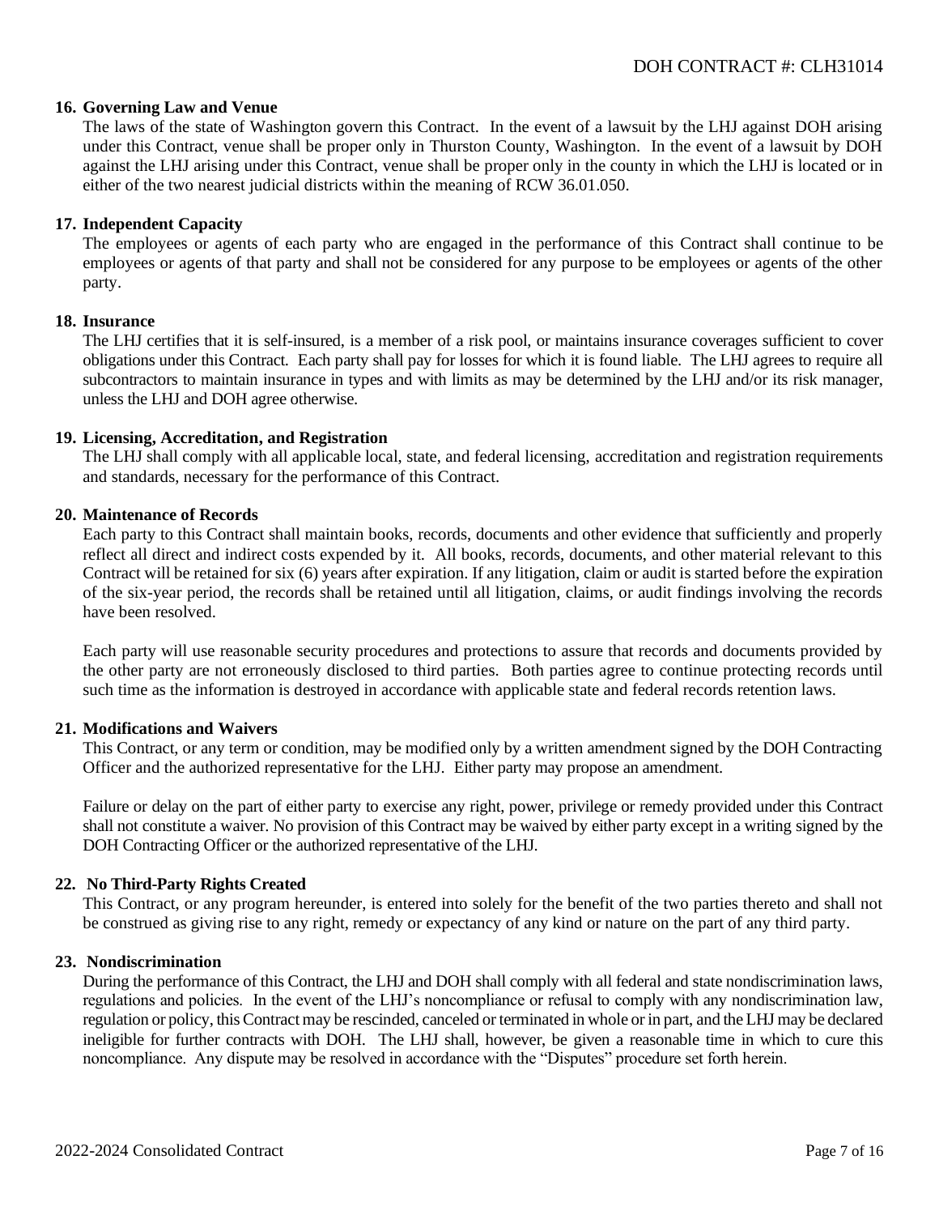**16. Governing Law and Venue**

The laws of the state of Washington govern this Contract. In the event of a lawsuit by the LHJ against DOH arising under this Contract, venue shall be proper only in Thurston County, Washington. In the event of a lawsuit by DOH against the LHJ arising under this Contract, venue shall be proper only in the county in which the LHJ is located or in either of the two nearest judicial districts within the meaning of RCW 36.01.050.

**17. Independent Capacity**

The employees or agents of each party who are engaged in the performance of this Contract shall continue to be employees or agents of that party and shall not be considered for any purpose to be employees or agents of the other party.

**18. Insurance**

The LHJ certifies that it is self-insured, is a member of a risk pool, or maintains insurance coverages sufficient to cover obligations under this Contract. Each party shall pay for losses for which it is found liable. The LHJ agrees to require all subcontractors to maintain insurance in types and with limits as may be determined by the LHJ and/or its risk manager, unless the LHJ and DOH agree otherwise.

**19. Licensing, Accreditation, and Registration**

The LHJ shall comply with all applicable local, state, and federal licensing, accreditation and registration requirements and standards, necessary for the performance of this Contract.

**20. Maintenance of Records**

Each party to this Contract shall maintain books, records, documents and other evidence that sufficiently and properly reflect all direct and indirect costs expended by it. All books, records, documents, and other material relevant to this Contract will be retained for six (6) years after expiration. If any litigation, claim or audit is started before the expiration of the six-year period, the records shall be retained until all litigation, claims, or audit findings involving the records have been resolved.

Each party will use reasonable security procedures and protections to assure that records and documents provided by the other party are not erroneously disclosed to third parties. Both parties agree to continue protecting records until such time as the information is destroyed in accordance with applicable state and federal records retention laws.

**21. Modifications and Waivers**

This Contract, or any term or condition, may be modified only by a written amendment signed by the DOH Contracting Officer and the authorized representative for the LHJ. Either party may propose an amendment.

Failure or delay on the part of either party to exercise any right, power, privilege or remedy provided under this Contract shall not constitute a waiver. No provision of this Contract may be waived by either party except in a writing signed by the DOH Contracting Officer or the authorized representative of the LHJ.

**22. No Third-Party Rights Created**

This Contract, or any program hereunder, is entered into solely for the benefit of the two parties thereto and shall not be construed as giving rise to any right, remedy or expectancy of any kind or nature on the part of any third party.

**23. Nondiscrimination**

During the performance of this Contract, the LHJ and DOH shall comply with all federal and state nondiscrimination laws, regulations and policies. In the event of the LHJ's noncompliance or refusal to comply with any nondiscrimination law, regulation or policy, this Contract may be rescinded, canceled or terminated in whole or in part, and the LHJ may be declared ineligible for further contracts with DOH. The LHJ shall, however, be given a reasonable time in which to cure this noncompliance. Any dispute may be resolved in accordance with the "Disputes" procedure set forth herein.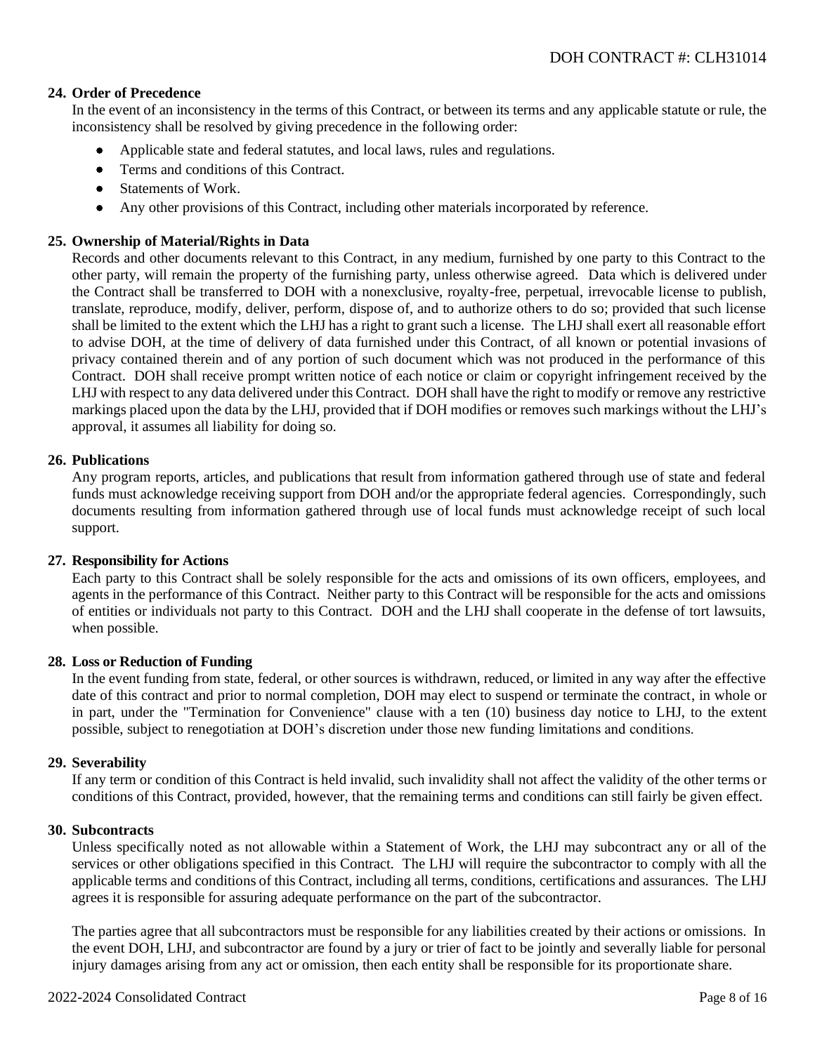**24. Order of Precedence**

In the event of an inconsistency in the terms of this Contract, or between its terms and any applicable statute or rule, the inconsistency shall be resolved by giving precedence in the following order:

- Applicable state and federal statutes, and local laws, rules and regulations.
- Terms and conditions of this Contract.
- Statements of Work.
- Any other provisions of this Contract, including other materials incorporated by reference.

**25. Ownership of Material/Rights in Data**

Records and other documents relevant to this Contract, in any medium, furnished by one party to this Contract to the other party, will remain the property of the furnishing party, unless otherwise agreed. Data which is delivered under the Contract shall be transferred to DOH with a nonexclusive, royalty-free, perpetual, irrevocable license to publish, translate, reproduce, modify, deliver, perform, dispose of, and to authorize others to do so; provided that such license shall be limited to the extent which the LHJ has a right to grant such a license. The LHJ shall exert all reasonable effort to advise DOH, at the time of delivery of data furnished under this Contract, of all known or potential invasions of privacy contained therein and of any portion of such document which was not produced in the performance of this Contract. DOH shall receive prompt written notice of each notice or claim or copyright infringement received by the LHJ with respect to any data delivered under this Contract. DOH shall have the right to modify or remove any restrictive markings placed upon the data by the LHJ, provided that if DOH modifies or removes such markings without the LHJ's approval, it assumes all liability for doing so.

**26. Publications**

Any program reports, articles, and publications that result from information gathered through use of state and federal funds must acknowledge receiving support from DOH and/or the appropriate federal agencies. Correspondingly, such documents resulting from information gathered through use of local funds must acknowledge receipt of such local support.

**27. Responsibility for Actions**

Each party to this Contract shall be solely responsible for the acts and omissions of its own officers, employees, and agents in the performance of this Contract. Neither party to this Contract will be responsible for the acts and omissions of entities or individuals not party to this Contract. DOH and the LHJ shall cooperate in the defense of tort lawsuits, when possible.

**28. Loss or Reduction of Funding**

In the event funding from state, federal, or other sources is withdrawn, reduced, or limited in any way after the effective date of this contract and prior to normal completion, DOH may elect to suspend or terminate the contract, in whole or in part, under the "Termination for Convenience" clause with a ten (10) business day notice to LHJ, to the extent possible, subject to renegotiation at DOH's discretion under those new funding limitations and conditions.

**29. Severability**

If any term or condition of this Contract is held invalid, such invalidity shall not affect the validity of the other terms or conditions of this Contract, provided, however, that the remaining terms and conditions can still fairly be given effect.

**30. Subcontracts**

Unless specifically noted as not allowable within a Statement of Work, the LHJ may subcontract any or all of the services or other obligations specified in this Contract. The LHJ will require the subcontractor to comply with all the applicable terms and conditions of this Contract, including all terms, conditions, certifications and assurances. The LHJ agrees it is responsible for assuring adequate performance on the part of the subcontractor.

The parties agree that all subcontractors must be responsible for any liabilities created by their actions or omissions. In the event DOH, LHJ, and subcontractor are found by a jury or trier of fact to be jointly and severally liable for personal injury damages arising from any act or omission, then each entity shall be responsible for its proportionate share.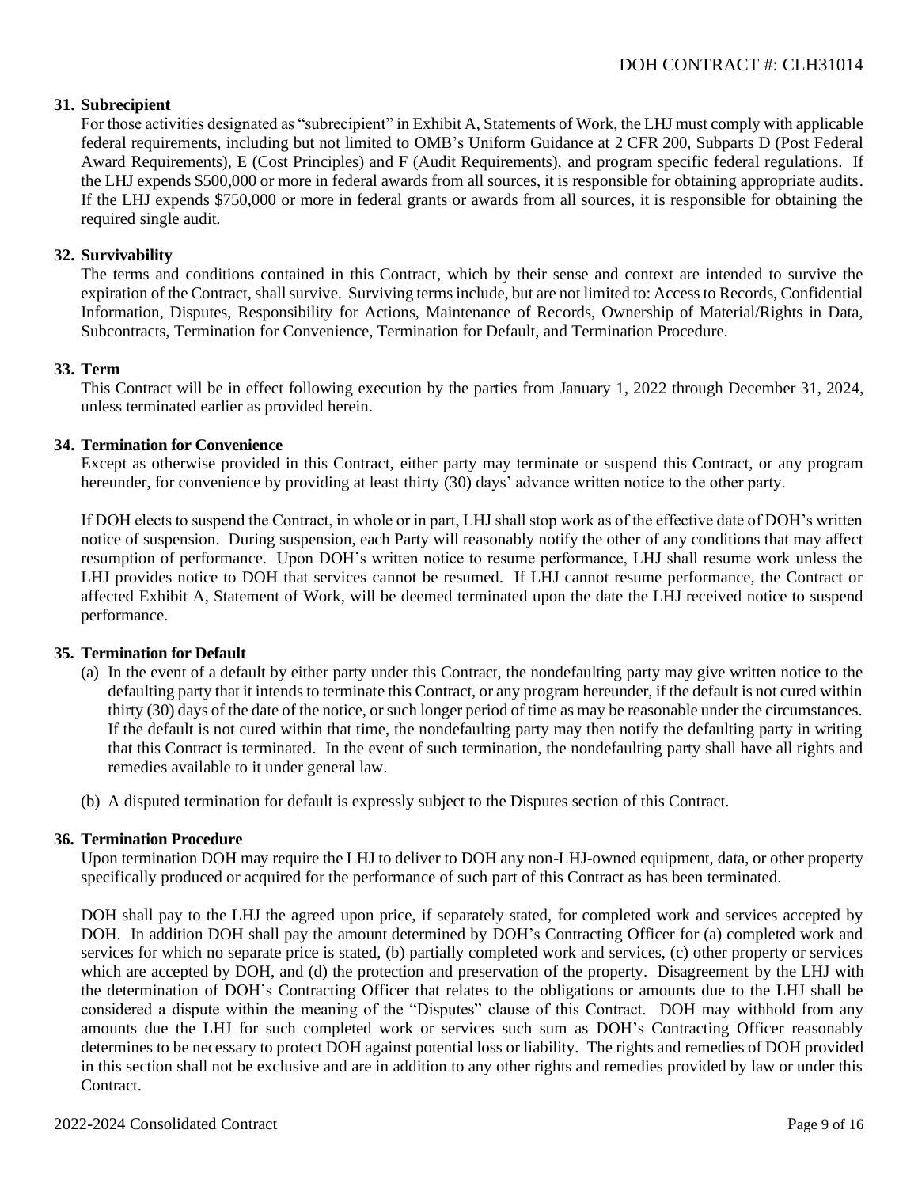**31. Subrecipient**

For those activities designated as "subrecipient" in Exhibit A, Statements of Work, the LHJ must comply with applicable federal requirements, including but not limited to OMB's Uniform Guidance at 2 CFR 200, Subparts D (Post Federal Award Requirements), E (Cost Principles) and F (Audit Requirements), and program specific federal regulations. If the LHJ expends $500,000 or more in federal awards from all sources, it is responsible for obtaining appropriate audits. If the LHJ expends $750,000 or more in federal grants or awards from all sources, it is responsible for obtaining the required single audit.

**32. Survivability**

The terms and conditions contained in this Contract, which by their sense and context are intended to survive the expiration of the Contract, shall survive. Surviving terms include, but are not limited to: Access to Records, Confidential Information, Disputes, Responsibility for Actions, Maintenance of Records, Ownership of Material/Rights in Data, Subcontracts, Termination for Convenience, Termination for Default, and Termination Procedure.

**33. Term**

This Contract will be in effect following execution by the parties from January 1, 2022 through December 31, 2024, unless terminated earlier as provided herein.

**34. Termination for Convenience**

Except as otherwise provided in this Contract, either party may terminate or suspend this Contract, or any program hereunder, for convenience by providing at least thirty (30) days' advance written notice to the other party.

If DOH elects to suspend the Contract, in whole or in part, LHJ shall stop work as of the effective date of DOH's written notice of suspension. During suspension, each Party will reasonably notify the other of any conditions that may affect resumption of performance. Upon DOH's written notice to resume performance, LHJ shall resume work unless the LHJ provides notice to DOH that services cannot be resumed. If LHJ cannot resume performance, the Contract or affected Exhibit A, Statement of Work, will be deemed terminated upon the date the LHJ received notice to suspend performance.

**35. Termination for Default**

(a) In the event of a default by either party under this Contract, the nondefaulting party may give written notice to the defaulting party that it intends to terminate this Contract, or any program hereunder, if the default is not cured within thirty (30) days of the date of the notice, or such longer period of time as may be reasonable under the circumstances. If the default is not cured within that time, the nondefaulting party may then notify the defaulting party in writing that this Contract is terminated. In the event of such termination, the nondefaulting party shall have all rights and remedies available to it under general law.

(b) A disputed termination for default is expressly subject to the Disputes section of this Contract.

**36. Termination Procedure**

Upon termination DOH may require the LHJ to deliver to DOH any non-LHJ-owned equipment, data, or other property specifically produced or acquired for the performance of such part of this Contract as has been terminated.

DOH shall pay to the LHJ the agreed upon price, if separately stated, for completed work and services accepted by DOH. In addition DOH shall pay the amount determined by DOH's Contracting Officer for (a) completed work and services for which no separate price is stated, (b) partially completed work and services, (c) other property or services which are accepted by DOH, and (d) the protection and preservation of the property. Disagreement by the LHJ with the determination of DOH's Contracting Officer that relates to the obligations or amounts due to the LHJ shall be considered a dispute within the meaning of the "Disputes" clause of this Contract. DOH may withhold from any amounts due the LHJ for such completed work or services such sum as DOH's Contracting Officer reasonably determines to be necessary to protect DOH against potential loss or liability. The rights and remedies of DOH provided in this section shall not be exclusive and are in addition to any other rights and remedies provided by law or under this Contract.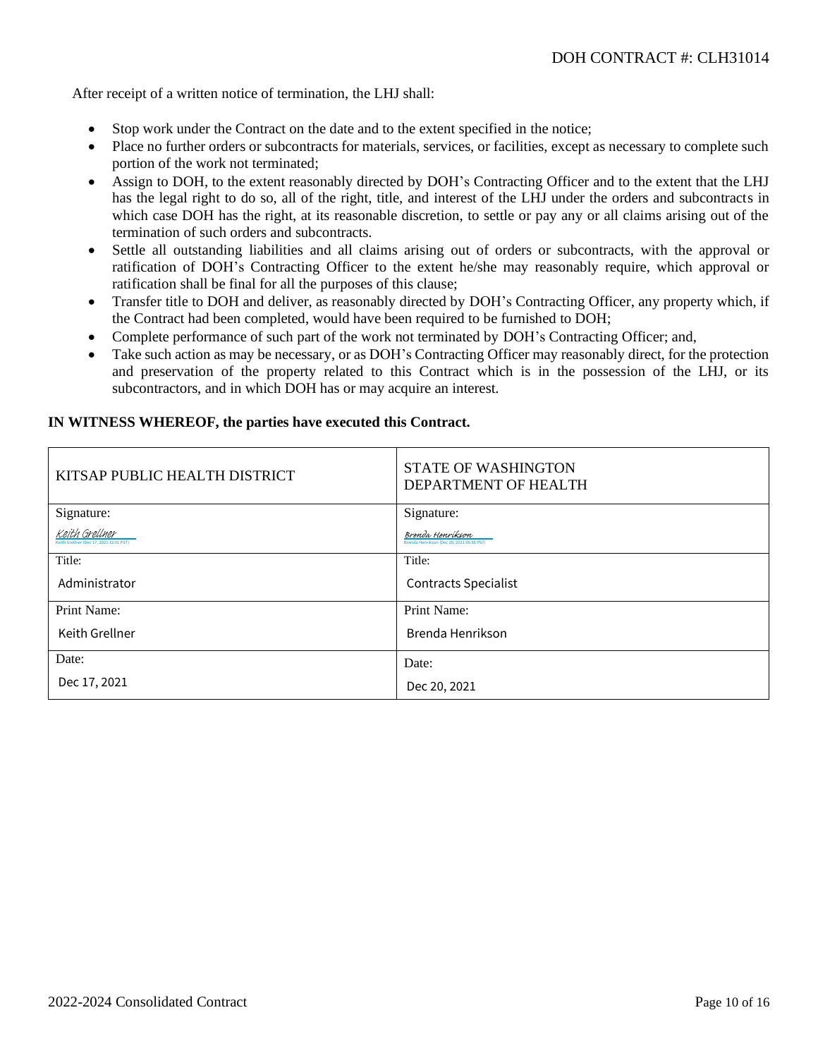After receipt of a written notice of termination, the LHJ shall:

- Stop work under the Contract on the date and to the extent specified in the notice;
- Place no further orders or subcontracts for materials, services, or facilities, except as necessary to complete such portion of the work not terminated;
- Assign to DOH, to the extent reasonably directed by DOH's Contracting Officer and to the extent that the LHJ has the legal right to do so, all of the right, title, and interest of the LHJ under the orders and subcontracts in which case DOH has the right, at its reasonable discretion, to settle or pay any or all claims arising out of the termination of such orders and subcontracts.
- Settle all outstanding liabilities and all claims arising out of orders or subcontracts, with the approval or ratification of DOH's Contracting Officer to the extent he/she may reasonably require, which approval or ratification shall be final for all the purposes of this clause;
- Transfer title to DOH and deliver, as reasonably directed by DOH's Contracting Officer, any property which, if the Contract had been completed, would have been required to be furnished to DOH;
- Complete performance of such part of the work not terminated by DOH's Contracting Officer; and,
- Take such action as may be necessary, or as DOH's Contracting Officer may reasonably direct, for the protection and preservation of the property related to this Contract which is in the possession of the LHJ, or its subcontractors, and in which DOH has or may acquire an interest.

**IN WITNESS WHEREOF, the parties have executed this Contract.**

| KITSAP PUBLIC HEALTH DISTRICT | STATE OF WASHINGTON DEPARTMENT OF HEALTH |
|---|---|
| Signature: Keith Grellner (Keith Grellner (Dec 17, 2021 12:01 PST)) | Signature: Brenda Henrikson (Brenda Henrikson (Dec 20, 2021 06:58 PST)) |
| Title: Administrator | Title: Contracts Specialist |
| Print Name: Keith Grellner | Print Name: Brenda Henrikson |
| Date: Dec 17, 2021 | Date: Dec 20, 2021 |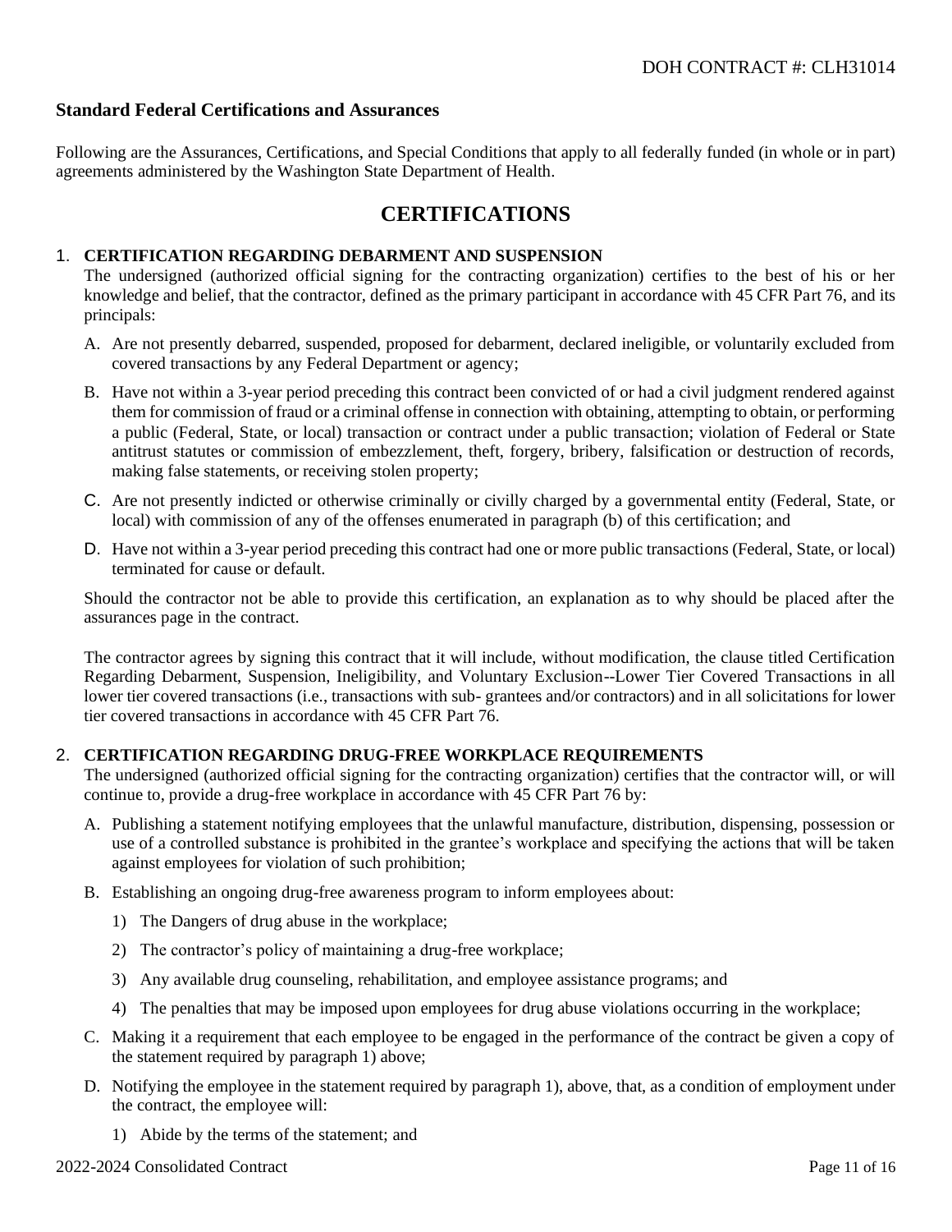## Standard Federal Certifications and Assurances

Following are the Assurances, Certifications, and Special Conditions that apply to all federally funded (in whole or in part) agreements administered by the Washington State Department of Health.

# CERTIFICATIONS

1. **CERTIFICATION REGARDING DEBARMENT AND SUSPENSION**

   The undersigned (authorized official signing for the contracting organization) certifies to the best of his or her knowledge and belief, that the contractor, defined as the primary participant in accordance with 45 CFR Part 76, and its principals:

   A. Are not presently debarred, suspended, proposed for debarment, declared ineligible, or voluntarily excluded from covered transactions by any Federal Department or agency;

   B. Have not within a 3-year period preceding this contract been convicted of or had a civil judgment rendered against them for commission of fraud or a criminal offense in connection with obtaining, attempting to obtain, or performing a public (Federal, State, or local) transaction or contract under a public transaction; violation of Federal or State antitrust statutes or commission of embezzlement, theft, forgery, bribery, falsification or destruction of records, making false statements, or receiving stolen property;

   C. Are not presently indicted or otherwise criminally or civilly charged by a governmental entity (Federal, State, or local) with commission of any of the offenses enumerated in paragraph (b) of this certification; and

   D. Have not within a 3-year period preceding this contract had one or more public transactions (Federal, State, or local) terminated for cause or default.

   Should the contractor not be able to provide this certification, an explanation as to why should be placed after the assurances page in the contract.

   The contractor agrees by signing this contract that it will include, without modification, the clause titled Certification Regarding Debarment, Suspension, Ineligibility, and Voluntary Exclusion--Lower Tier Covered Transactions in all lower tier covered transactions (i.e., transactions with sub- grantees and/or contractors) and in all solicitations for lower tier covered transactions in accordance with 45 CFR Part 76.

2. **CERTIFICATION REGARDING DRUG-FREE WORKPLACE REQUIREMENTS**

   The undersigned (authorized official signing for the contracting organization) certifies that the contractor will, or will continue to, provide a drug-free workplace in accordance with 45 CFR Part 76 by:

   A. Publishing a statement notifying employees that the unlawful manufacture, distribution, dispensing, possession or use of a controlled substance is prohibited in the grantee's workplace and specifying the actions that will be taken against employees for violation of such prohibition;

   B. Establishing an ongoing drug-free awareness program to inform employees about:

      1) The Dangers of drug abuse in the workplace;

      2) The contractor's policy of maintaining a drug-free workplace;

      3) Any available drug counseling, rehabilitation, and employee assistance programs; and

      4) The penalties that may be imposed upon employees for drug abuse violations occurring in the workplace;

   C. Making it a requirement that each employee to be engaged in the performance of the contract be given a copy of the statement required by paragraph 1) above;

   D. Notifying the employee in the statement required by paragraph 1), above, that, as a condition of employment under the contract, the employee will:

      1) Abide by the terms of the statement; and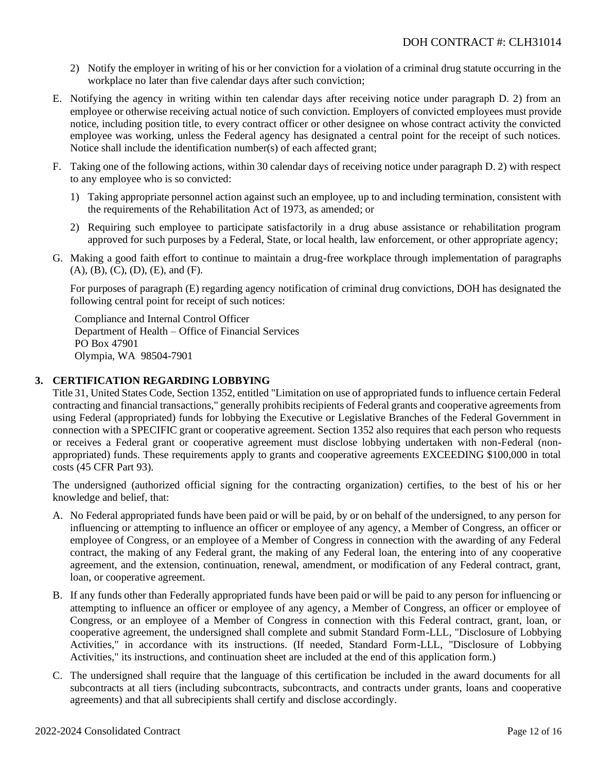2) Notify the employer in writing of his or her conviction for a violation of a criminal drug statute occurring in the workplace no later than five calendar days after such conviction;

E. Notifying the agency in writing within ten calendar days after receiving notice under paragraph D. 2) from an employee or otherwise receiving actual notice of such conviction. Employers of convicted employees must provide notice, including position title, to every contract officer or other designee on whose contract activity the convicted employee was working, unless the Federal agency has designated a central point for the receipt of such notices. Notice shall include the identification number(s) of each affected grant;

F. Taking one of the following actions, within 30 calendar days of receiving notice under paragraph D. 2) with respect to any employee who is so convicted:

1) Taking appropriate personnel action against such an employee, up to and including termination, consistent with the requirements of the Rehabilitation Act of 1973, as amended; or

2) Requiring such employee to participate satisfactorily in a drug abuse assistance or rehabilitation program approved for such purposes by a Federal, State, or local health, law enforcement, or other appropriate agency;

G. Making a good faith effort to continue to maintain a drug-free workplace through implementation of paragraphs (A), (B), (C), (D), (E), and (F).

For purposes of paragraph (E) regarding agency notification of criminal drug convictions, DOH has designated the following central point for receipt of such notices:

Compliance and Internal Control Officer
Department of Health – Office of Financial Services
PO Box 47901
Olympia, WA 98504-7901

### 3. CERTIFICATION REGARDING LOBBYING

Title 31, United States Code, Section 1352, entitled "Limitation on use of appropriated funds to influence certain Federal contracting and financial transactions," generally prohibits recipients of Federal grants and cooperative agreements from using Federal (appropriated) funds for lobbying the Executive or Legislative Branches of the Federal Government in connection with a SPECIFIC grant or cooperative agreement. Section 1352 also requires that each person who requests or receives a Federal grant or cooperative agreement must disclose lobbying undertaken with non-Federal (non-appropriated) funds. These requirements apply to grants and cooperative agreements EXCEEDING $100,000 in total costs (45 CFR Part 93).

The undersigned (authorized official signing for the contracting organization) certifies, to the best of his or her knowledge and belief, that:

A. No Federal appropriated funds have been paid or will be paid, by or on behalf of the undersigned, to any person for influencing or attempting to influence an officer or employee of any agency, a Member of Congress, an officer or employee of Congress, or an employee of a Member of Congress in connection with the awarding of any Federal contract, the making of any Federal grant, the making of any Federal loan, the entering into of any cooperative agreement, and the extension, continuation, renewal, amendment, or modification of any Federal contract, grant, loan, or cooperative agreement.

B. If any funds other than Federally appropriated funds have been paid or will be paid to any person for influencing or attempting to influence an officer or employee of any agency, a Member of Congress, an officer or employee of Congress, or an employee of a Member of Congress in connection with this Federal contract, grant, loan, or cooperative agreement, the undersigned shall complete and submit Standard Form-LLL, "Disclosure of Lobbying Activities," in accordance with its instructions. (If needed, Standard Form-LLL, "Disclosure of Lobbying Activities," its instructions, and continuation sheet are included at the end of this application form.)

C. The undersigned shall require that the language of this certification be included in the award documents for all subcontracts at all tiers (including subcontracts, subcontracts, and contracts under grants, loans and cooperative agreements) and that all subrecipients shall certify and disclose accordingly.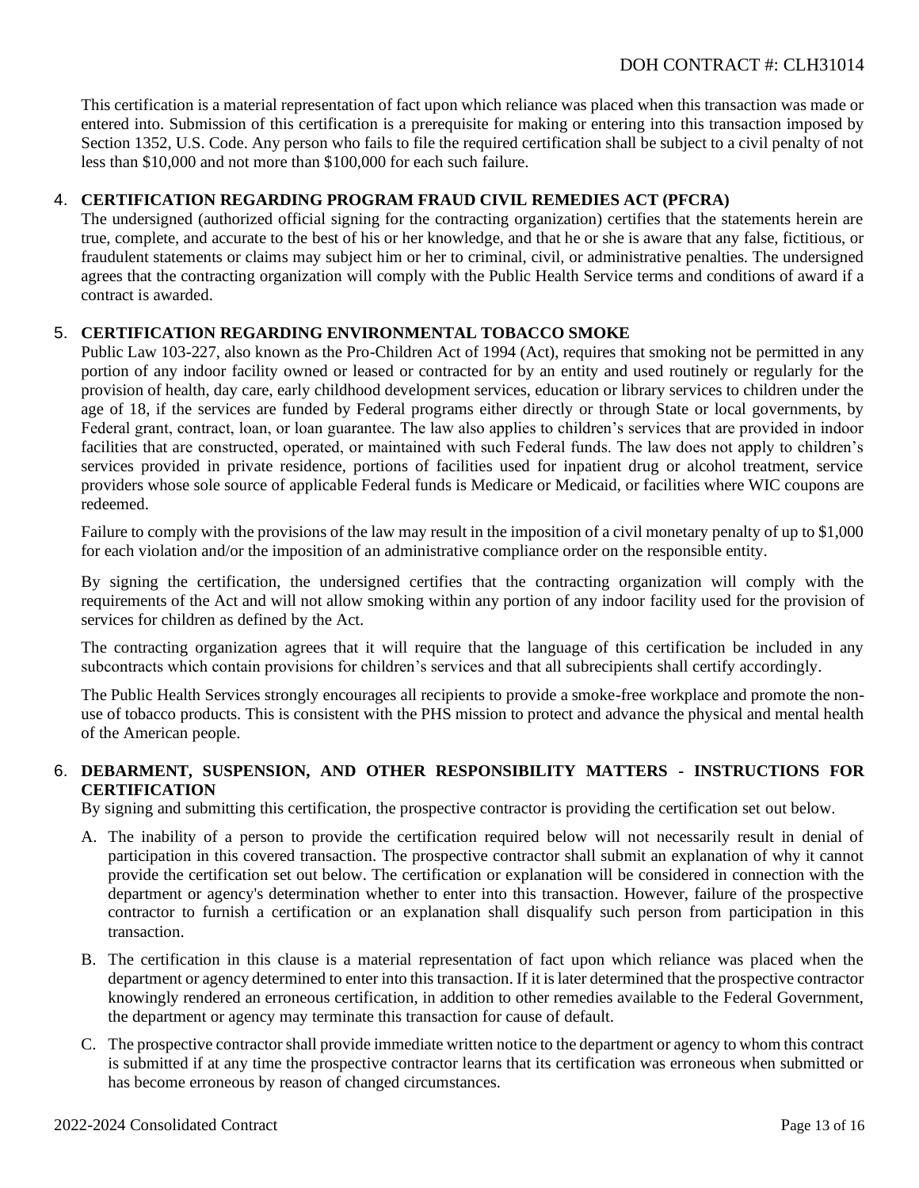This certification is a material representation of fact upon which reliance was placed when this transaction was made or entered into. Submission of this certification is a prerequisite for making or entering into this transaction imposed by Section 1352, U.S. Code. Any person who fails to file the required certification shall be subject to a civil penalty of not less than $10,000 and not more than $100,000 for each such failure.

4. **CERTIFICATION REGARDING PROGRAM FRAUD CIVIL REMEDIES ACT (PFCRA)**

   The undersigned (authorized official signing for the contracting organization) certifies that the statements herein are true, complete, and accurate to the best of his or her knowledge, and that he or she is aware that any false, fictitious, or fraudulent statements or claims may subject him or her to criminal, civil, or administrative penalties. The undersigned agrees that the contracting organization will comply with the Public Health Service terms and conditions of award if a contract is awarded.

5. **CERTIFICATION REGARDING ENVIRONMENTAL TOBACCO SMOKE**

   Public Law 103-227, also known as the Pro-Children Act of 1994 (Act), requires that smoking not be permitted in any portion of any indoor facility owned or leased or contracted for by an entity and used routinely or regularly for the provision of health, day care, early childhood development services, education or library services to children under the age of 18, if the services are funded by Federal programs either directly or through State or local governments, by Federal grant, contract, loan, or loan guarantee. The law also applies to children's services that are provided in indoor facilities that are constructed, operated, or maintained with such Federal funds. The law does not apply to children's services provided in private residence, portions of facilities used for inpatient drug or alcohol treatment, service providers whose sole source of applicable Federal funds is Medicare or Medicaid, or facilities where WIC coupons are redeemed.

   Failure to comply with the provisions of the law may result in the imposition of a civil monetary penalty of up to $1,000 for each violation and/or the imposition of an administrative compliance order on the responsible entity.

   By signing the certification, the undersigned certifies that the contracting organization will comply with the requirements of the Act and will not allow smoking within any portion of any indoor facility used for the provision of services for children as defined by the Act.

   The contracting organization agrees that it will require that the language of this certification be included in any subcontracts which contain provisions for children's services and that all subrecipients shall certify accordingly.

   The Public Health Services strongly encourages all recipients to provide a smoke-free workplace and promote the non-use of tobacco products. This is consistent with the PHS mission to protect and advance the physical and mental health of the American people.

6. **DEBARMENT, SUSPENSION, AND OTHER RESPONSIBILITY MATTERS - INSTRUCTIONS FOR CERTIFICATION**

   By signing and submitting this certification, the prospective contractor is providing the certification set out below.

   A. The inability of a person to provide the certification required below will not necessarily result in denial of participation in this covered transaction. The prospective contractor shall submit an explanation of why it cannot provide the certification set out below. The certification or explanation will be considered in connection with the department or agency's determination whether to enter into this transaction. However, failure of the prospective contractor to furnish a certification or an explanation shall disqualify such person from participation in this transaction.

   B. The certification in this clause is a material representation of fact upon which reliance was placed when the department or agency determined to enter into this transaction. If it is later determined that the prospective contractor knowingly rendered an erroneous certification, in addition to other remedies available to the Federal Government, the department or agency may terminate this transaction for cause of default.

   C. The prospective contractor shall provide immediate written notice to the department or agency to whom this contract is submitted if at any time the prospective contractor learns that its certification was erroneous when submitted or has become erroneous by reason of changed circumstances.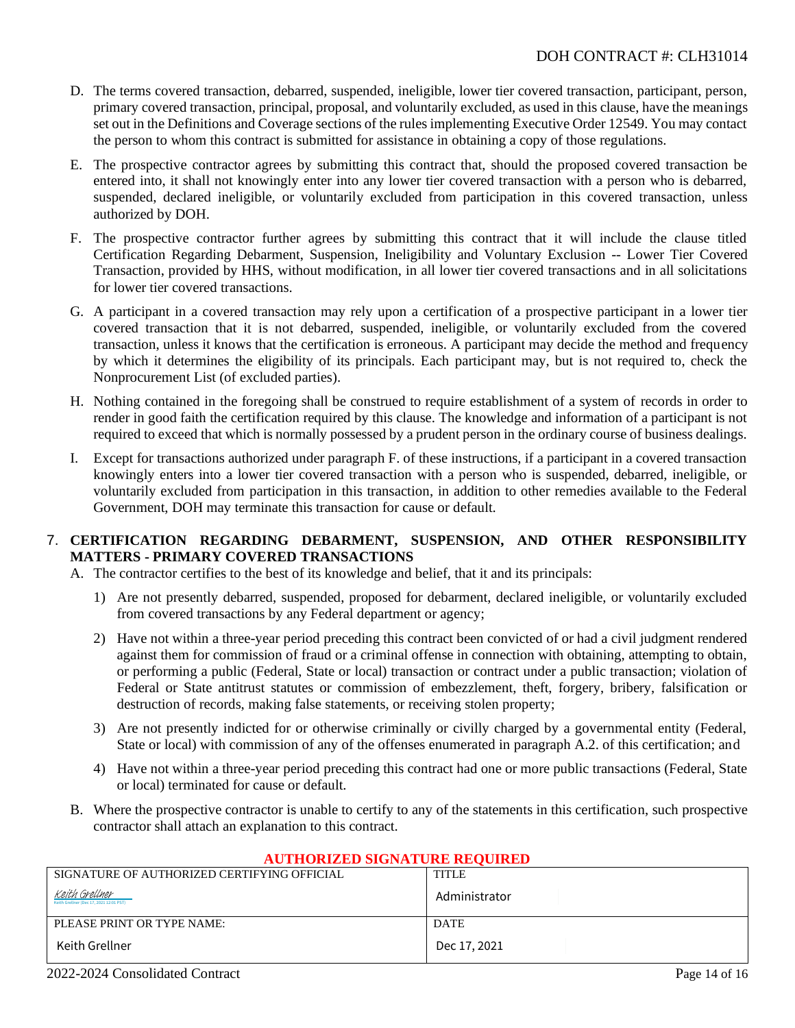D. The terms covered transaction, debarred, suspended, ineligible, lower tier covered transaction, participant, person, primary covered transaction, principal, proposal, and voluntarily excluded, as used in this clause, have the meanings set out in the Definitions and Coverage sections of the rules implementing Executive Order 12549. You may contact the person to whom this contract is submitted for assistance in obtaining a copy of those regulations.

E. The prospective contractor agrees by submitting this contract that, should the proposed covered transaction be entered into, it shall not knowingly enter into any lower tier covered transaction with a person who is debarred, suspended, declared ineligible, or voluntarily excluded from participation in this covered transaction, unless authorized by DOH.

F. The prospective contractor further agrees by submitting this contract that it will include the clause titled Certification Regarding Debarment, Suspension, Ineligibility and Voluntary Exclusion -- Lower Tier Covered Transaction, provided by HHS, without modification, in all lower tier covered transactions and in all solicitations for lower tier covered transactions.

G. A participant in a covered transaction may rely upon a certification of a prospective participant in a lower tier covered transaction that it is not debarred, suspended, ineligible, or voluntarily excluded from the covered transaction, unless it knows that the certification is erroneous. A participant may decide the method and frequency by which it determines the eligibility of its principals. Each participant may, but is not required to, check the Nonprocurement List (of excluded parties).

H. Nothing contained in the foregoing shall be construed to require establishment of a system of records in order to render in good faith the certification required by this clause. The knowledge and information of a participant is not required to exceed that which is normally possessed by a prudent person in the ordinary course of business dealings.

I. Except for transactions authorized under paragraph F. of these instructions, if a participant in a covered transaction knowingly enters into a lower tier covered transaction with a person who is suspended, debarred, ineligible, or voluntarily excluded from participation in this transaction, in addition to other remedies available to the Federal Government, DOH may terminate this transaction for cause or default.

7. **CERTIFICATION REGARDING DEBARMENT, SUSPENSION, AND OTHER RESPONSIBILITY MATTERS - PRIMARY COVERED TRANSACTIONS**

A. The contractor certifies to the best of its knowledge and belief, that it and its principals:

1) Are not presently debarred, suspended, proposed for debarment, declared ineligible, or voluntarily excluded from covered transactions by any Federal department or agency;

2) Have not within a three-year period preceding this contract been convicted of or had a civil judgment rendered against them for commission of fraud or a criminal offense in connection with obtaining, attempting to obtain, or performing a public (Federal, State or local) transaction or contract under a public transaction; violation of Federal or State antitrust statutes or commission of embezzlement, theft, forgery, bribery, falsification or destruction of records, making false statements, or receiving stolen property;

3) Are not presently indicted for or otherwise criminally or civilly charged by a governmental entity (Federal, State or local) with commission of any of the offenses enumerated in paragraph A.2. of this certification; and

4) Have not within a three-year period preceding this contract had one or more public transactions (Federal, State or local) terminated for cause or default.

B. Where the prospective contractor is unable to certify to any of the statements in this certification, such prospective contractor shall attach an explanation to this contract.

**AUTHORIZED SIGNATURE REQUIRED**

| SIGNATURE OF AUTHORIZED CERTIFYING OFFICIAL | TITLE |
|---|---|
| Keith Grellner (Keith Grellner (Dec 17, 2021 12:01 PST)) | Administrator |
| PLEASE PRINT OR TYPE NAME: | DATE |
| Keith Grellner | Dec 17, 2021 |

2022-2024 Consolidated Contract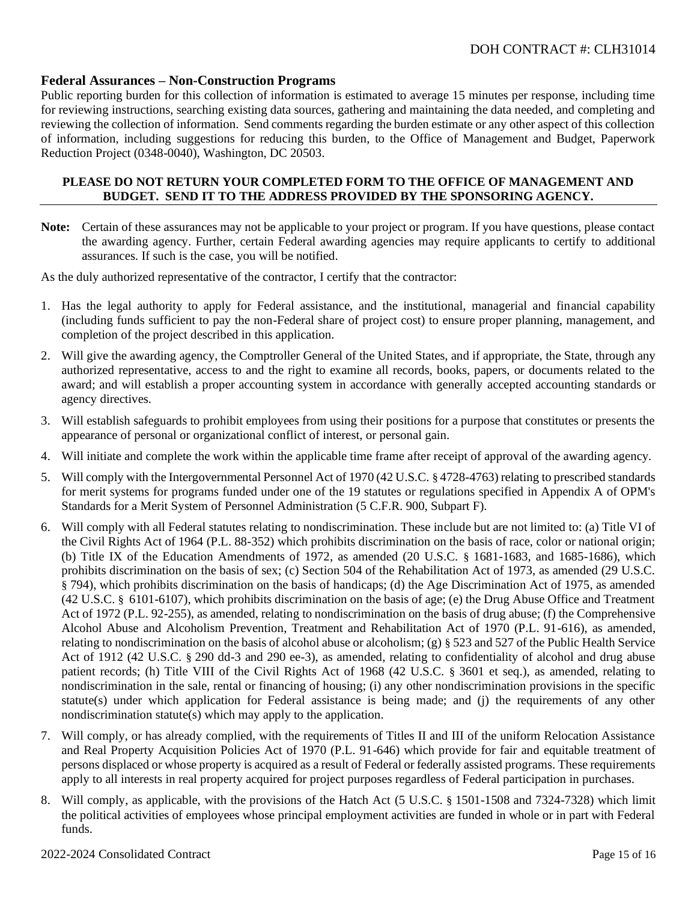## Federal Assurances – Non-Construction Programs

Public reporting burden for this collection of information is estimated to average 15 minutes per response, including time for reviewing instructions, searching existing data sources, gathering and maintaining the data needed, and completing and reviewing the collection of information. Send comments regarding the burden estimate or any other aspect of this collection of information, including suggestions for reducing this burden, to the Office of Management and Budget, Paperwork Reduction Project (0348-0040), Washington, DC 20503.

**PLEASE DO NOT RETURN YOUR COMPLETED FORM TO THE OFFICE OF MANAGEMENT AND BUDGET. SEND IT TO THE ADDRESS PROVIDED BY THE SPONSORING AGENCY.**

---

**Note:** Certain of these assurances may not be applicable to your project or program. If you have questions, please contact the awarding agency. Further, certain Federal awarding agencies may require applicants to certify to additional assurances. If such is the case, you will be notified.

As the duly authorized representative of the contractor, I certify that the contractor:

1. Has the legal authority to apply for Federal assistance, and the institutional, managerial and financial capability (including funds sufficient to pay the non-Federal share of project cost) to ensure proper planning, management, and completion of the project described in this application.
2. Will give the awarding agency, the Comptroller General of the United States, and if appropriate, the State, through any authorized representative, access to and the right to examine all records, books, papers, or documents related to the award; and will establish a proper accounting system in accordance with generally accepted accounting standards or agency directives.
3. Will establish safeguards to prohibit employees from using their positions for a purpose that constitutes or presents the appearance of personal or organizational conflict of interest, or personal gain.
4. Will initiate and complete the work within the applicable time frame after receipt of approval of the awarding agency.
5. Will comply with the Intergovernmental Personnel Act of 1970 (42 U.S.C. § 4728-4763) relating to prescribed standards for merit systems for programs funded under one of the 19 statutes or regulations specified in Appendix A of OPM's Standards for a Merit System of Personnel Administration (5 C.F.R. 900, Subpart F).
6. Will comply with all Federal statutes relating to nondiscrimination. These include but are not limited to: (a) Title VI of the Civil Rights Act of 1964 (P.L. 88-352) which prohibits discrimination on the basis of race, color or national origin; (b) Title IX of the Education Amendments of 1972, as amended (20 U.S.C. § 1681-1683, and 1685-1686), which prohibits discrimination on the basis of sex; (c) Section 504 of the Rehabilitation Act of 1973, as amended (29 U.S.C. § 794), which prohibits discrimination on the basis of handicaps; (d) the Age Discrimination Act of 1975, as amended (42 U.S.C. § 6101-6107), which prohibits discrimination on the basis of age; (e) the Drug Abuse Office and Treatment Act of 1972 (P.L. 92-255), as amended, relating to nondiscrimination on the basis of drug abuse; (f) the Comprehensive Alcohol Abuse and Alcoholism Prevention, Treatment and Rehabilitation Act of 1970 (P.L. 91-616), as amended, relating to nondiscrimination on the basis of alcohol abuse or alcoholism; (g) § 523 and 527 of the Public Health Service Act of 1912 (42 U.S.C. § 290 dd-3 and 290 ee-3), as amended, relating to confidentiality of alcohol and drug abuse patient records; (h) Title VIII of the Civil Rights Act of 1968 (42 U.S.C. § 3601 et seq.), as amended, relating to nondiscrimination in the sale, rental or financing of housing; (i) any other nondiscrimination provisions in the specific statute(s) under which application for Federal assistance is being made; and (j) the requirements of any other nondiscrimination statute(s) which may apply to the application.
7. Will comply, or has already complied, with the requirements of Titles II and III of the uniform Relocation Assistance and Real Property Acquisition Policies Act of 1970 (P.L. 91-646) which provide for fair and equitable treatment of persons displaced or whose property is acquired as a result of Federal or federally assisted programs. These requirements apply to all interests in real property acquired for project purposes regardless of Federal participation in purchases.
8. Will comply, as applicable, with the provisions of the Hatch Act (5 U.S.C. § 1501-1508 and 7324-7328) which limit the political activities of employees whose principal employment activities are funded in whole or in part with Federal funds.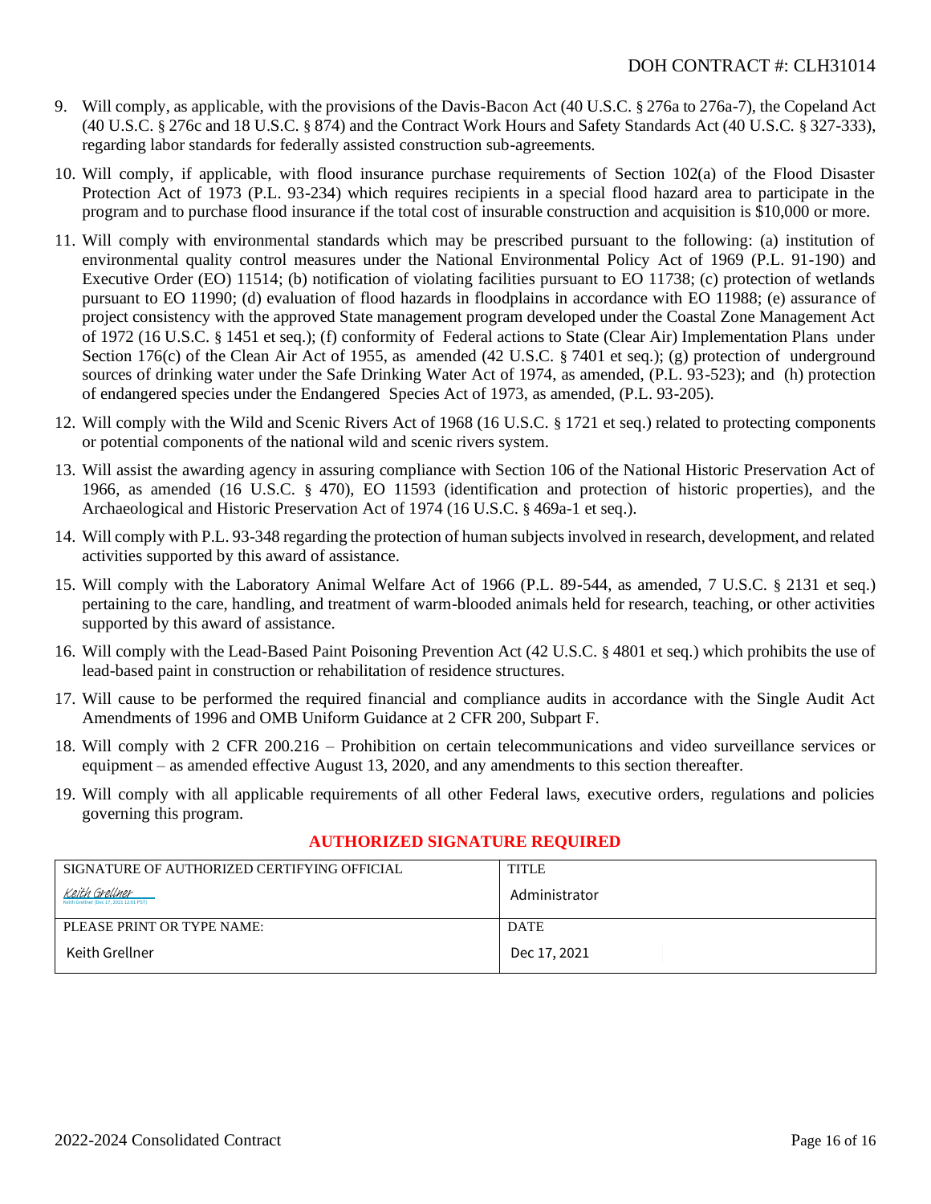9. Will comply, as applicable, with the provisions of the Davis-Bacon Act (40 U.S.C. § 276a to 276a-7), the Copeland Act (40 U.S.C. § 276c and 18 U.S.C. § 874) and the Contract Work Hours and Safety Standards Act (40 U.S.C. § 327-333), regarding labor standards for federally assisted construction sub-agreements.

10. Will comply, if applicable, with flood insurance purchase requirements of Section 102(a) of the Flood Disaster Protection Act of 1973 (P.L. 93-234) which requires recipients in a special flood hazard area to participate in the program and to purchase flood insurance if the total cost of insurable construction and acquisition is $10,000 or more.

11. Will comply with environmental standards which may be prescribed pursuant to the following: (a) institution of environmental quality control measures under the National Environmental Policy Act of 1969 (P.L. 91-190) and Executive Order (EO) 11514; (b) notification of violating facilities pursuant to EO 11738; (c) protection of wetlands pursuant to EO 11990; (d) evaluation of flood hazards in floodplains in accordance with EO 11988; (e) assurance of project consistency with the approved State management program developed under the Coastal Zone Management Act of 1972 (16 U.S.C. § 1451 et seq.); (f) conformity of Federal actions to State (Clear Air) Implementation Plans under Section 176(c) of the Clean Air Act of 1955, as amended (42 U.S.C. § 7401 et seq.); (g) protection of underground sources of drinking water under the Safe Drinking Water Act of 1974, as amended, (P.L. 93-523); and (h) protection of endangered species under the Endangered Species Act of 1973, as amended, (P.L. 93-205).

12. Will comply with the Wild and Scenic Rivers Act of 1968 (16 U.S.C. § 1721 et seq.) related to protecting components or potential components of the national wild and scenic rivers system.

13. Will assist the awarding agency in assuring compliance with Section 106 of the National Historic Preservation Act of 1966, as amended (16 U.S.C. § 470), EO 11593 (identification and protection of historic properties), and the Archaeological and Historic Preservation Act of 1974 (16 U.S.C. § 469a-1 et seq.).

14. Will comply with P.L. 93-348 regarding the protection of human subjects involved in research, development, and related activities supported by this award of assistance.

15. Will comply with the Laboratory Animal Welfare Act of 1966 (P.L. 89-544, as amended, 7 U.S.C. § 2131 et seq.) pertaining to the care, handling, and treatment of warm-blooded animals held for research, teaching, or other activities supported by this award of assistance.

16. Will comply with the Lead-Based Paint Poisoning Prevention Act (42 U.S.C. § 4801 et seq.) which prohibits the use of lead-based paint in construction or rehabilitation of residence structures.

17. Will cause to be performed the required financial and compliance audits in accordance with the Single Audit Act Amendments of 1996 and OMB Uniform Guidance at 2 CFR 200, Subpart F.

18. Will comply with 2 CFR 200.216 – Prohibition on certain telecommunications and video surveillance services or equipment – as amended effective August 13, 2020, and any amendments to this section thereafter.

19. Will comply with all applicable requirements of all other Federal laws, executive orders, regulations and policies governing this program.

**AUTHORIZED SIGNATURE REQUIRED**

| SIGNATURE OF AUTHORIZED CERTIFYING OFFICIAL | TITLE |
|---|---|
| Keith Grellner<br>Keith Grellner (Dec 17, 2021 12:01 PST) | Administrator |
| PLEASE PRINT OR TYPE NAME: | DATE |
| Keith Grellner | Dec 17, 2021 |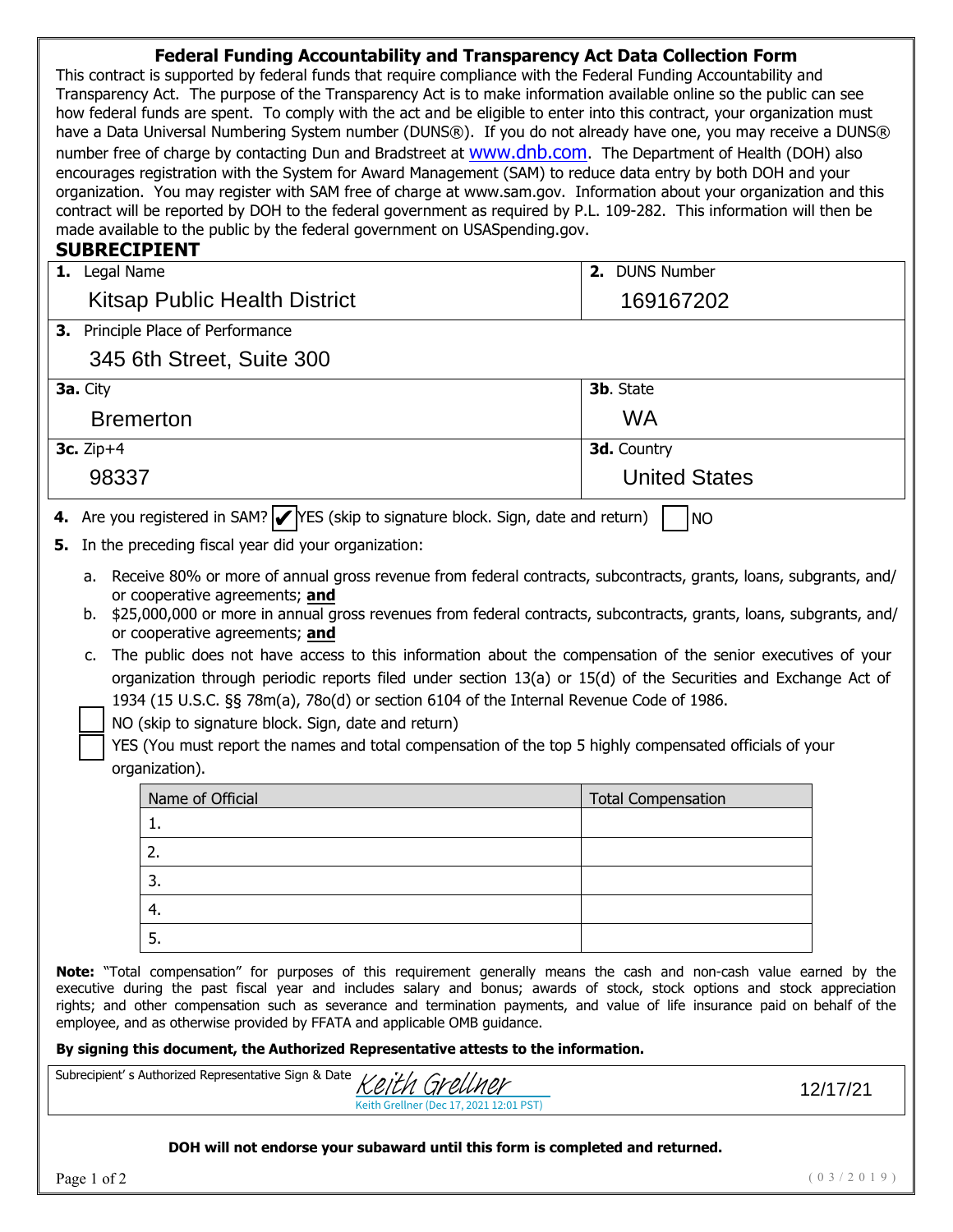# Federal Funding Accountability and Transparency Act Data Collection Form

This contract is supported by federal funds that require compliance with the Federal Funding Accountability and Transparency Act. The purpose of the Transparency Act is to make information available online so the public can see how federal funds are spent. To comply with the act and be eligible to enter into this contract, your organization must have a Data Universal Numbering System number (DUNS®). If you do not already have one, you may receive a DUNS® number free of charge by contacting Dun and Bradstreet at www.dnb.com. The Department of Health (DOH) also encourages registration with the System for Award Management (SAM) to reduce data entry by both DOH and your organization. You may register with SAM free of charge at www.sam.gov. Information about your organization and this contract will be reported by DOH to the federal government as required by P.L. 109-282. This information will then be made available to the public by the federal government on USASpending.gov.

## SUBRECIPIENT

| | |
|---|---|
| **1.** Legal Name<br>Kitsap Public Health District | **2.** DUNS Number<br>169167202 |
| **3.** Principle Place of Performance<br>345 6th Street, Suite 300 | |
| **3a.** City<br>Bremerton | **3b**. State<br>WA |
| **3c.** Zip+4<br>98337 | **3d.** Country<br>United States |

**4.** Are you registered in SAM? ☑ YES (skip to signature block. Sign, date and return) ☐ NO

**5.** In the preceding fiscal year did your organization:

a. Receive 80% or more of annual gross revenue from federal contracts, subcontracts, grants, loans, subgrants, and/ or cooperative agreements; **and**

b. $25,000,000 or more in annual gross revenues from federal contracts, subcontracts, grants, loans, subgrants, and/ or cooperative agreements; **and**

c. The public does not have access to this information about the compensation of the senior executives of your organization through periodic reports filed under section 13(a) or 15(d) of the Securities and Exchange Act of 1934 (15 U.S.C. §§ 78m(a), 78o(d) or section 6104 of the Internal Revenue Code of 1986.

☐ NO (skip to signature block. Sign, date and return)

☐ YES (You must report the names and total compensation of the top 5 highly compensated officials of your organization).

| Name of Official | Total Compensation |
|---|---|
| 1. | |
| 2. | |
| 3. | |
| 4. | |
| 5. | |

**Note:** "Total compensation" for purposes of this requirement generally means the cash and non-cash value earned by the executive during the past fiscal year and includes salary and bonus; awards of stock, stock options and stock appreciation rights; and other compensation such as severance and termination payments, and value of life insurance paid on behalf of the employee, and as otherwise provided by FFATA and applicable OMB guidance.

**By signing this document, the Authorized Representative attests to the information.**

| | | |
|---|---|---|
| Subrecipient' s Authorized Representative Sign & Date | Keith Grellner<br>Keith Grellner (Dec 17, 2021 12:01 PST) | 12/17/21 |

**DOH will not endorse your subaward until this form is completed and returned.**

(03/2019)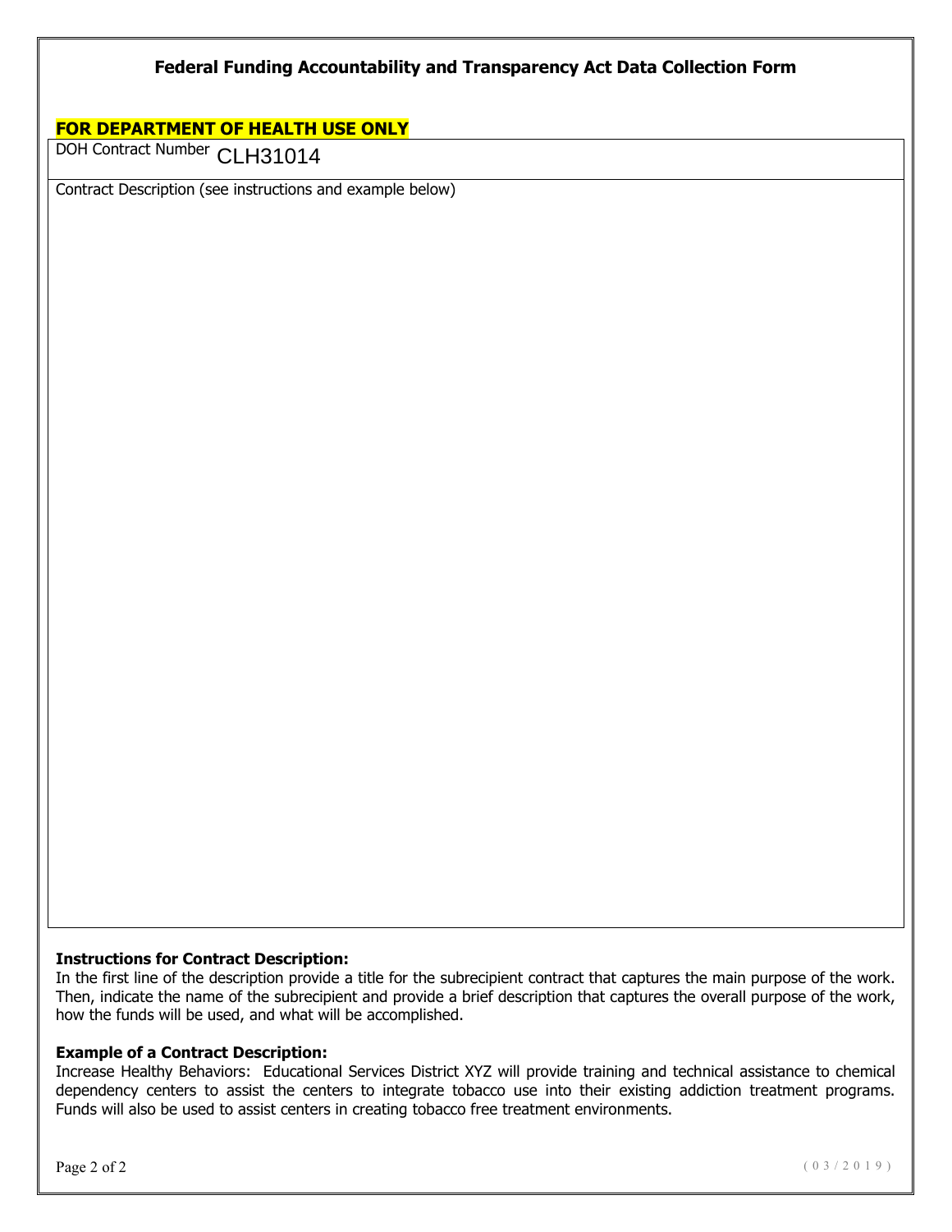## Federal Funding Accountability and Transparency Act Data Collection Form

**FOR DEPARTMENT OF HEALTH USE ONLY**

| | |
|---|---|
| DOH Contract Number CLH31014 | |
| Contract Description (see instructions and example below) | |

**Instructions for Contract Description:**
In the first line of the description provide a title for the subrecipient contract that captures the main purpose of the work. Then, indicate the name of the subrecipient and provide a brief description that captures the overall purpose of the work, how the funds will be used, and what will be accomplished.

**Example of a Contract Description:**
Increase Healthy Behaviors: Educational Services District XYZ will provide training and technical assistance to chemical dependency centers to assist the centers to integrate tobacco use into their existing addiction treatment programs. Funds will also be used to assist centers in creating tobacco free treatment environments.

(03/2019)